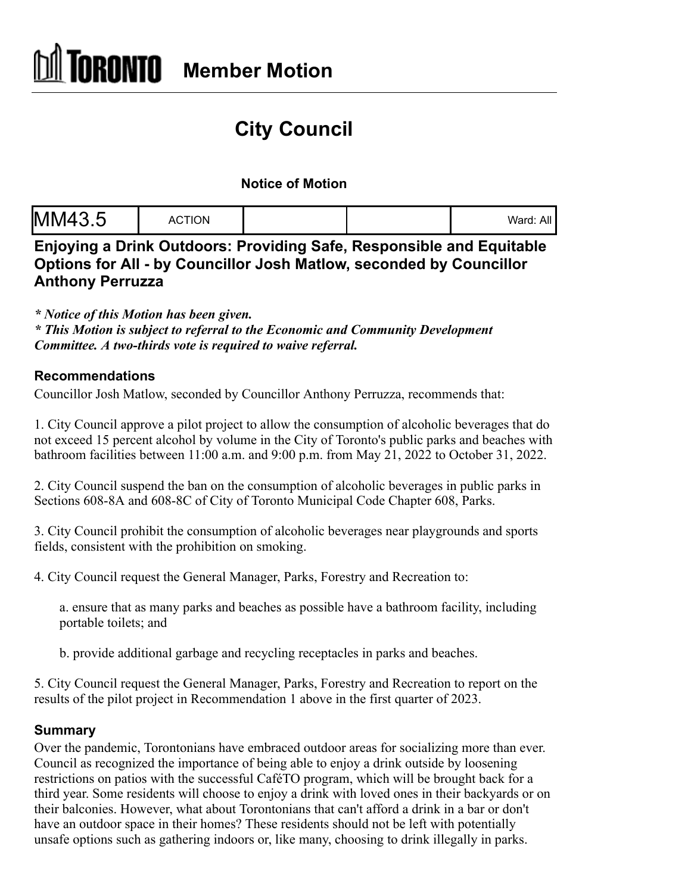# TORONTO Member Motion

## City Council

**Notice of Motion**

| MM43.5 | ACTION | | | Ward: All |
|---|---|---|---|---|

### Enjoying a Drink Outdoors: Providing Safe, Responsible and Equitable Options for All - by Councillor Josh Matlow, seconded by Councillor Anthony Perruzza

***\* Notice of this Motion has been given.***
***\* This Motion is subject to referral to the Economic and Community Development Committee. A two-thirds vote is required to waive referral.***

### Recommendations

Councillor Josh Matlow, seconded by Councillor Anthony Perruzza, recommends that:

1. City Council approve a pilot project to allow the consumption of alcoholic beverages that do not exceed 15 percent alcohol by volume in the City of Toronto's public parks and beaches with bathroom facilities between 11:00 a.m. and 9:00 p.m. from May 21, 2022 to October 31, 2022.

2. City Council suspend the ban on the consumption of alcoholic beverages in public parks in Sections 608-8A and 608-8C of City of Toronto Municipal Code Chapter 608, Parks.

3. City Council prohibit the consumption of alcoholic beverages near playgrounds and sports fields, consistent with the prohibition on smoking.

4. City Council request the General Manager, Parks, Forestry and Recreation to:

   a. ensure that as many parks and beaches as possible have a bathroom facility, including portable toilets; and

   b. provide additional garbage and recycling receptacles in parks and beaches.

5. City Council request the General Manager, Parks, Forestry and Recreation to report on the results of the pilot project in Recommendation 1 above in the first quarter of 2023.

### Summary

Over the pandemic, Torontonians have embraced outdoor areas for socializing more than ever. Council as recognized the importance of being able to enjoy a drink outside by loosening restrictions on patios with the successful CaféTO program, which will be brought back for a third year. Some residents will choose to enjoy a drink with loved ones in their backyards or on their balconies. However, what about Torontonians that can't afford a drink in a bar or don't have an outdoor space in their homes? These residents should not be left with potentially unsafe options such as gathering indoors or, like many, choosing to drink illegally in parks.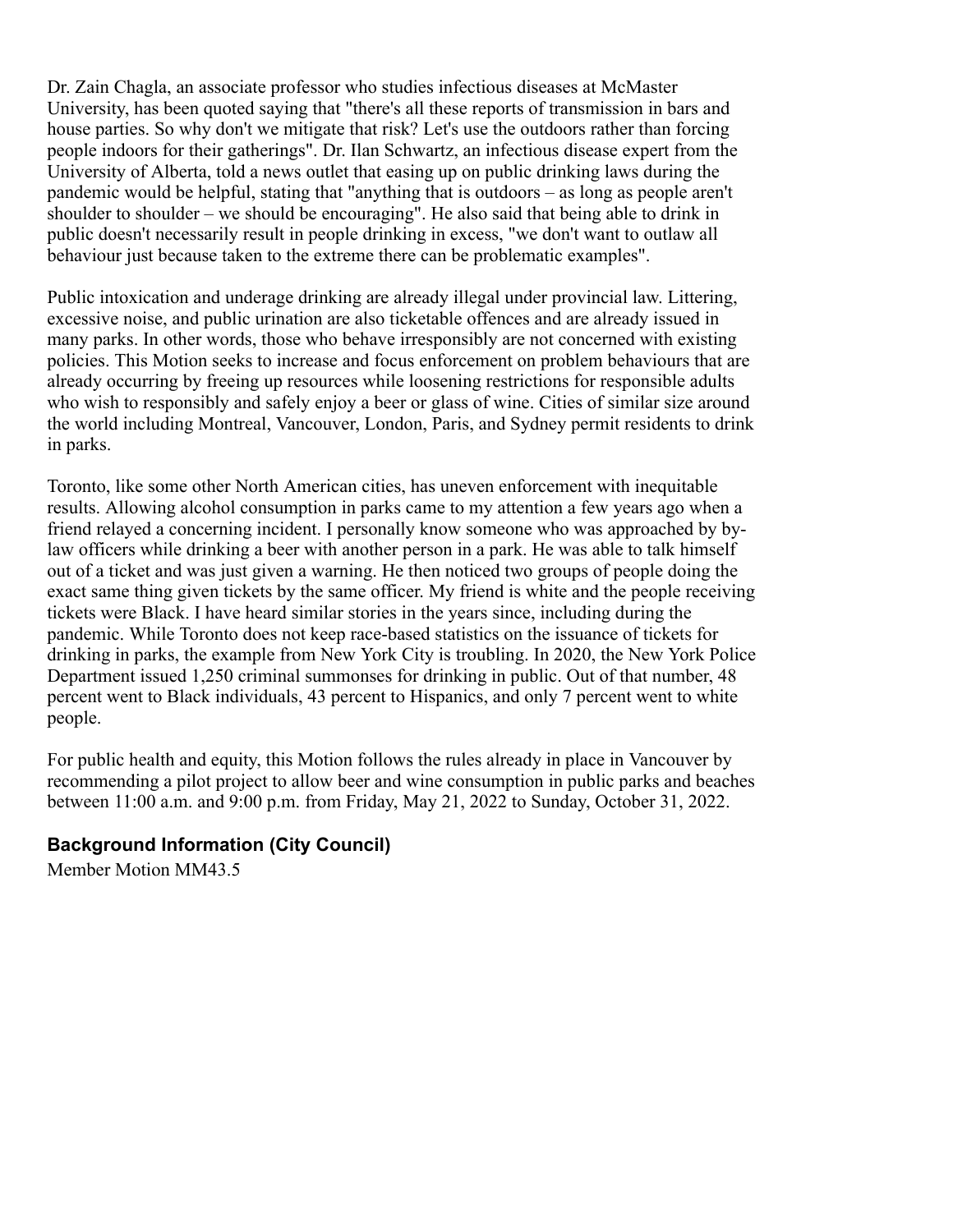Dr. Zain Chagla, an associate professor who studies infectious diseases at McMaster University, has been quoted saying that "there's all these reports of transmission in bars and house parties. So why don't we mitigate that risk? Let's use the outdoors rather than forcing people indoors for their gatherings". Dr. Ilan Schwartz, an infectious disease expert from the University of Alberta, told a news outlet that easing up on public drinking laws during the pandemic would be helpful, stating that "anything that is outdoors – as long as people aren't shoulder to shoulder – we should be encouraging". He also said that being able to drink in public doesn't necessarily result in people drinking in excess, "we don't want to outlaw all behaviour just because taken to the extreme there can be problematic examples".

Public intoxication and underage drinking are already illegal under provincial law. Littering, excessive noise, and public urination are also ticketable offences and are already issued in many parks. In other words, those who behave irresponsibly are not concerned with existing policies. This Motion seeks to increase and focus enforcement on problem behaviours that are already occurring by freeing up resources while loosening restrictions for responsible adults who wish to responsibly and safely enjoy a beer or glass of wine. Cities of similar size around the world including Montreal, Vancouver, London, Paris, and Sydney permit residents to drink in parks.

Toronto, like some other North American cities, has uneven enforcement with inequitable results. Allowing alcohol consumption in parks came to my attention a few years ago when a friend relayed a concerning incident. I personally know someone who was approached by by-law officers while drinking a beer with another person in a park. He was able to talk himself out of a ticket and was just given a warning. He then noticed two groups of people doing the exact same thing given tickets by the same officer. My friend is white and the people receiving tickets were Black. I have heard similar stories in the years since, including during the pandemic. While Toronto does not keep race-based statistics on the issuance of tickets for drinking in parks, the example from New York City is troubling. In 2020, the New York Police Department issued 1,250 criminal summonses for drinking in public. Out of that number, 48 percent went to Black individuals, 43 percent to Hispanics, and only 7 percent went to white people.

For public health and equity, this Motion follows the rules already in place in Vancouver by recommending a pilot project to allow beer and wine consumption in public parks and beaches between 11:00 a.m. and 9:00 p.m. from Friday, May 21, 2022 to Sunday, October 31, 2022.

## Background Information (City Council)

Member Motion MM43.5